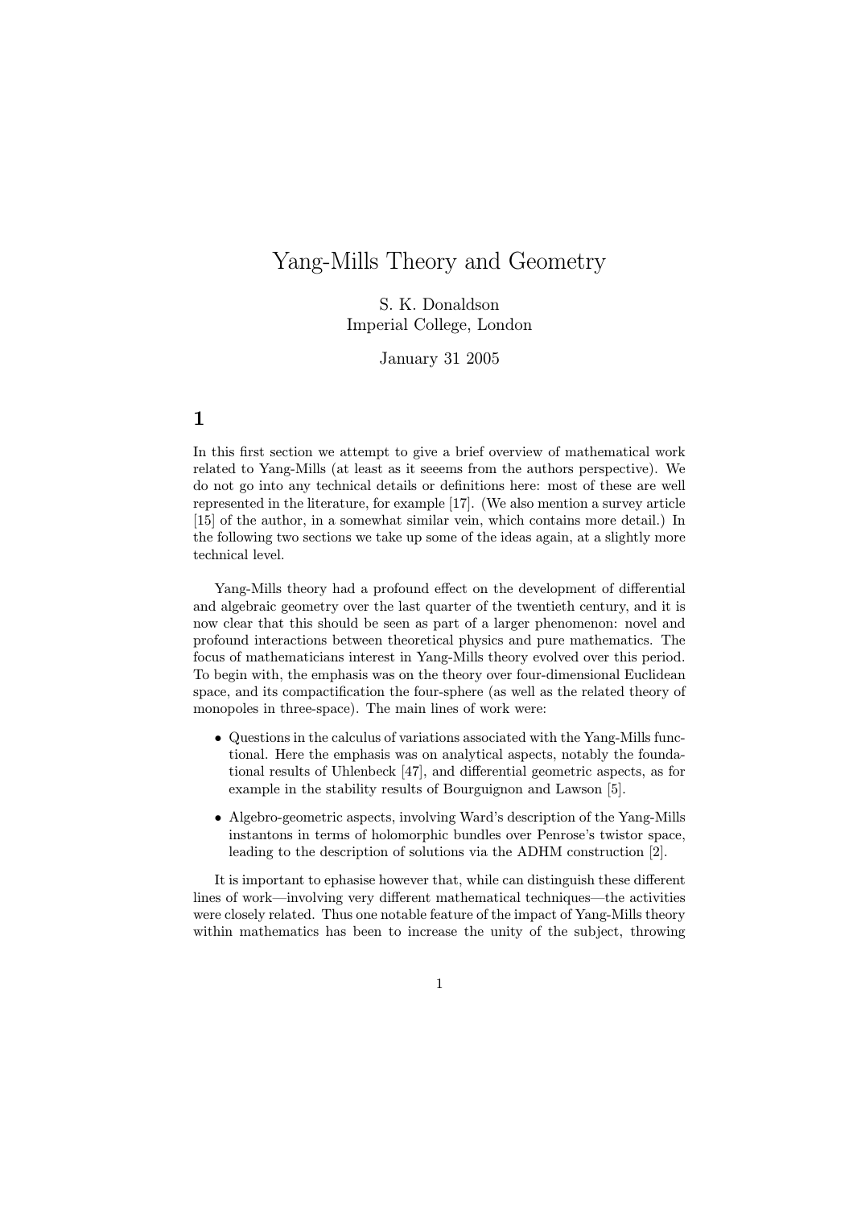# Yang-Mills Theory and Geometry

S. K. Donaldson
Imperial College, London

January 31 2005

## 1

In this first section we attempt to give a brief overview of mathematical work related to Yang-Mills (at least as it seeems from the authors perspective). We do not go into any technical details or definitions here: most of these are well represented in the literature, for example [17]. (We also mention a survey article [15] of the author, in a somewhat similar vein, which contains more detail.) In the following two sections we take up some of the ideas again, at a slightly more technical level.

Yang-Mills theory had a profound effect on the development of differential and algebraic geometry over the last quarter of the twentieth century, and it is now clear that this should be seen as part of a larger phenomenon: novel and profound interactions between theoretical physics and pure mathematics. The focus of mathematicians interest in Yang-Mills theory evolved over this period. To begin with, the emphasis was on the theory over four-dimensional Euclidean space, and its compactification the four-sphere (as well as the related theory of monopoles in three-space). The main lines of work were:

- Questions in the calculus of variations associated with the Yang-Mills functional. Here the emphasis was on analytical aspects, notably the foundational results of Uhlenbeck [47], and differential geometric aspects, as for example in the stability results of Bourguignon and Lawson [5].
- Algebro-geometric aspects, involving Ward's description of the Yang-Mills instantons in terms of holomorphic bundles over Penrose's twistor space, leading to the description of solutions via the ADHM construction [2].

It is important to ephasise however that, while can distinguish these different lines of work—involving very different mathematical techniques—the activities were closely related. Thus one notable feature of the impact of Yang-Mills theory within mathematics has been to increase the unity of the subject, throwing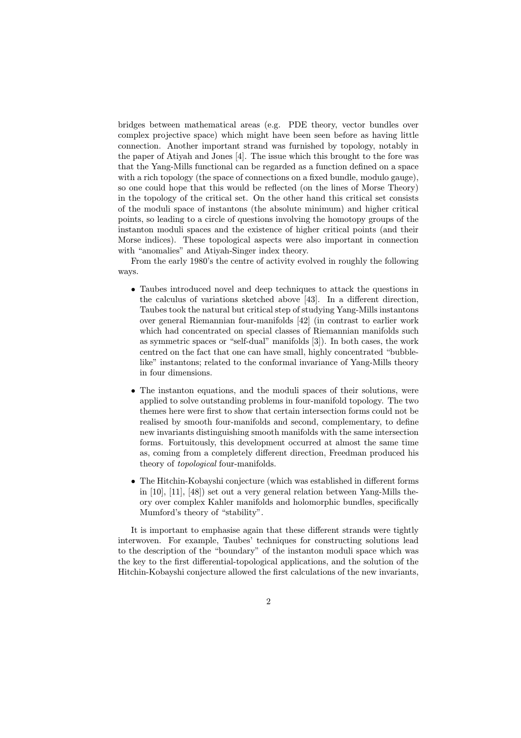bridges between mathematical areas (e.g. PDE theory, vector bundles over complex projective space) which might have been seen before as having little connection. Another important strand was furnished by topology, notably in the paper of Atiyah and Jones [4]. The issue which this brought to the fore was that the Yang-Mills functional can be regarded as a function defined on a space with a rich topology (the space of connections on a fixed bundle, modulo gauge), so one could hope that this would be reflected (on the lines of Morse Theory) in the topology of the critical set. On the other hand this critical set consists of the moduli space of instantons (the absolute minimum) and higher critical points, so leading to a circle of questions involving the homotopy groups of the instanton moduli spaces and the existence of higher critical points (and their Morse indices). These topological aspects were also important in connection with "anomalies" and Atiyah-Singer index theory.

From the early 1980's the centre of activity evolved in roughly the following ways.

- Taubes introduced novel and deep techniques to attack the questions in the calculus of variations sketched above [43]. In a different direction, Taubes took the natural but critical step of studying Yang-Mills instantons over general Riemannian four-manifolds [42] (in contrast to earlier work which had concentrated on special classes of Riemannian manifolds such as symmetric spaces or "self-dual" manifolds [3]). In both cases, the work centred on the fact that one can have small, highly concentrated "bubble-like" instantons; related to the conformal invariance of Yang-Mills theory in four dimensions.
- The instanton equations, and the moduli spaces of their solutions, were applied to solve outstanding problems in four-manifold topology. The two themes here were first to show that certain intersection forms could not be realised by smooth four-manifolds and second, complementary, to define new invariants distinguishing smooth manifolds with the same intersection forms. Fortuitously, this development occurred at almost the same time as, coming from a completely different direction, Freedman produced his theory of *topological* four-manifolds.
- The Hitchin-Kobayshi conjecture (which was established in different forms in [10], [11], [48]) set out a very general relation between Yang-Mills theory over complex Kahler manifolds and holomorphic bundles, specifically Mumford's theory of "stability".

It is important to emphasise again that these different strands were tightly interwoven. For example, Taubes' techniques for constructing solutions lead to the description of the "boundary" of the instanton moduli space which was the key to the first differential-topological applications, and the solution of the Hitchin-Kobayshi conjecture allowed the first calculations of the new invariants,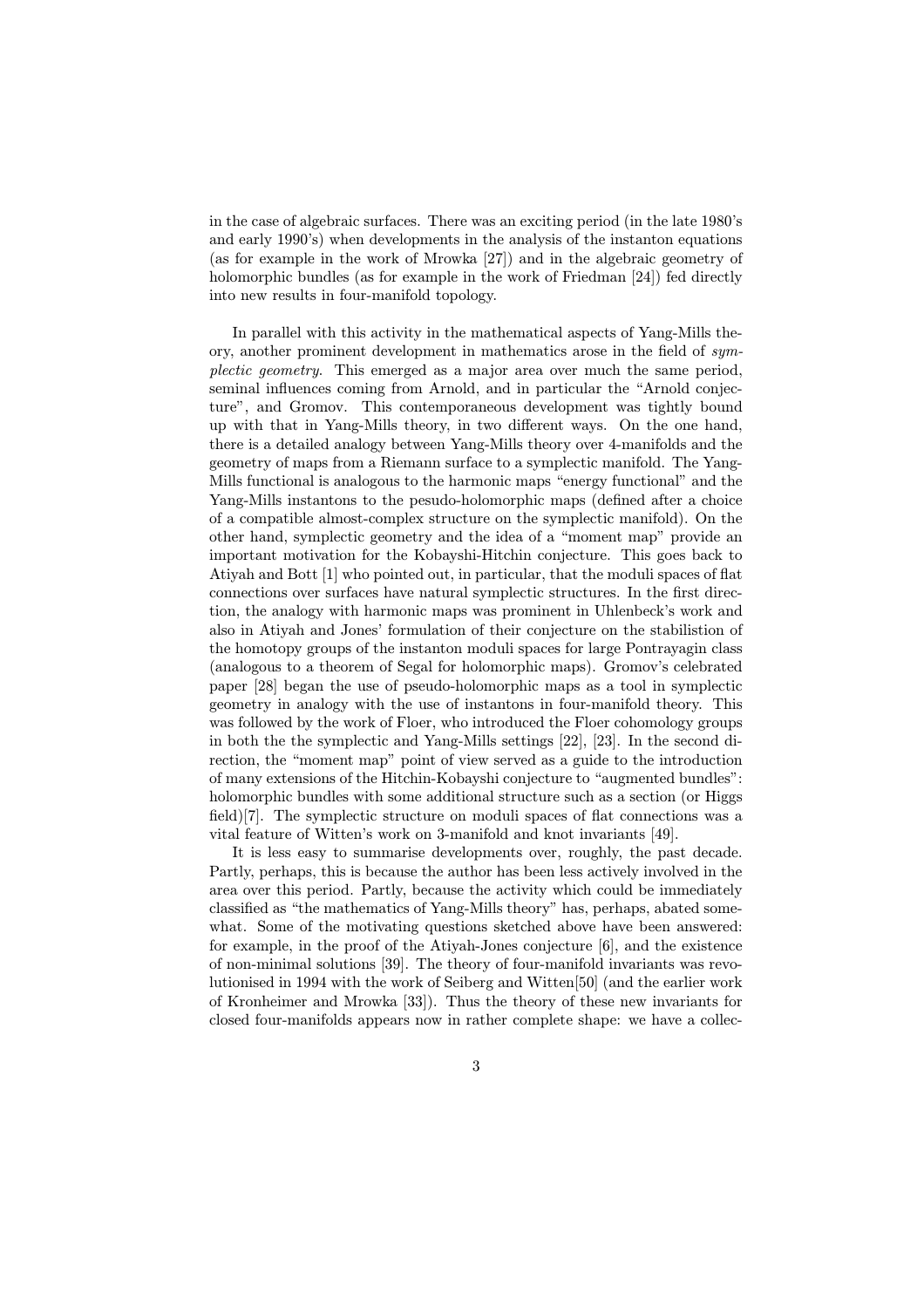in the case of algebraic surfaces. There was an exciting period (in the late 1980's and early 1990's) when developments in the analysis of the instanton equations (as for example in the work of Mrowka [27]) and in the algebraic geometry of holomorphic bundles (as for example in the work of Friedman [24]) fed directly into new results in four-manifold topology.

In parallel with this activity in the mathematical aspects of Yang-Mills theory, another prominent development in mathematics arose in the field of *symplectic geometry*. This emerged as a major area over much the same period, seminal influences coming from Arnold, and in particular the "Arnold conjecture", and Gromov. This contemporaneous development was tightly bound up with that in Yang-Mills theory, in two different ways. On the one hand, there is a detailed analogy between Yang-Mills theory over 4-manifolds and the geometry of maps from a Riemann surface to a symplectic manifold. The Yang-Mills functional is analogous to the harmonic maps "energy functional" and the Yang-Mills instantons to the pesudo-holomorphic maps (defined after a choice of a compatible almost-complex structure on the symplectic manifold). On the other hand, symplectic geometry and the idea of a "moment map" provide an important motivation for the Kobayshi-Hitchin conjecture. This goes back to Atiyah and Bott [1] who pointed out, in particular, that the moduli spaces of flat connections over surfaces have natural symplectic structures. In the first direction, the analogy with harmonic maps was prominent in Uhlenbeck's work and also in Atiyah and Jones' formulation of their conjecture on the stabilistion of the homotopy groups of the instanton moduli spaces for large Pontrayagin class (analogous to a theorem of Segal for holomorphic maps). Gromov's celebrated paper [28] began the use of pseudo-holomorphic maps as a tool in symplectic geometry in analogy with the use of instantons in four-manifold theory. This was followed by the work of Floer, who introduced the Floer cohomology groups in both the the symplectic and Yang-Mills settings [22], [23]. In the second direction, the "moment map" point of view served as a guide to the introduction of many extensions of the Hitchin-Kobayshi conjecture to "augmented bundles": holomorphic bundles with some additional structure such as a section (or Higgs field)[7]. The symplectic structure on moduli spaces of flat connections was a vital feature of Witten's work on 3-manifold and knot invariants [49].

It is less easy to summarise developments over, roughly, the past decade. Partly, perhaps, this is because the author has been less actively involved in the area over this period. Partly, because the activity which could be immediately classified as "the mathematics of Yang-Mills theory" has, perhaps, abated somewhat. Some of the motivating questions sketched above have been answered: for example, in the proof of the Atiyah-Jones conjecture [6], and the existence of non-minimal solutions [39]. The theory of four-manifold invariants was revolutionised in 1994 with the work of Seiberg and Witten[50] (and the earlier work of Kronheimer and Mrowka [33]). Thus the theory of these new invariants for closed four-manifolds appears now in rather complete shape: we have a collec-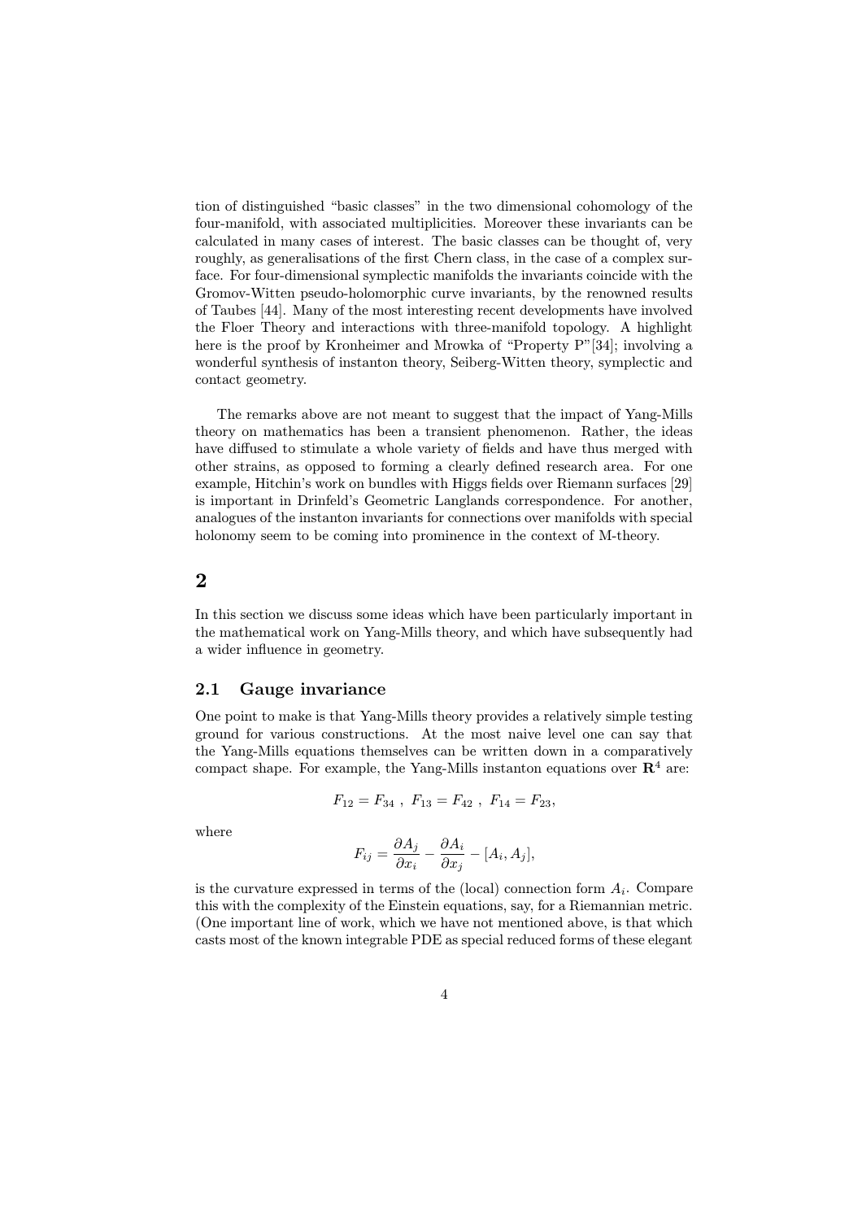tion of distinguished "basic classes" in the two dimensional cohomology of the four-manifold, with associated multiplicities. Moreover these invariants can be calculated in many cases of interest. The basic classes can be thought of, very roughly, as generalisations of the first Chern class, in the case of a complex surface. For four-dimensional symplectic manifolds the invariants coincide with the Gromov-Witten pseudo-holomorphic curve invariants, by the renowned results of Taubes [44]. Many of the most interesting recent developments have involved the Floer Theory and interactions with three-manifold topology. A highlight here is the proof by Kronheimer and Mrowka of "Property P"[34]; involving a wonderful synthesis of instanton theory, Seiberg-Witten theory, symplectic and contact geometry.

The remarks above are not meant to suggest that the impact of Yang-Mills theory on mathematics has been a transient phenomenon. Rather, the ideas have diffused to stimulate a whole variety of fields and have thus merged with other strains, as opposed to forming a clearly defined research area. For one example, Hitchin's work on bundles with Higgs fields over Riemann surfaces [29] is important in Drinfeld's Geometric Langlands correspondence. For another, analogues of the instanton invariants for connections over manifolds with special holonomy seem to be coming into prominence in the context of M-theory.

# 2

In this section we discuss some ideas which have been particularly important in the mathematical work on Yang-Mills theory, and which have subsequently had a wider influence in geometry.

## 2.1 Gauge invariance

One point to make is that Yang-Mills theory provides a relatively simple testing ground for various constructions. At the most naive level one can say that the Yang-Mills equations themselves can be written down in a comparatively compact shape. For example, the Yang-Mills instanton equations over $\mathbf{R}^4$ are:

$$F_{12} = F_{34}\ ,\ F_{13} = F_{42}\ ,\ F_{14} = F_{23},$$

where

$$F_{ij} = \frac{\partial A_j}{\partial x_i} - \frac{\partial A_i}{\partial x_j} - [A_i, A_j],$$

is the curvature expressed in terms of the (local) connection form $A_i$. Compare this with the complexity of the Einstein equations, say, for a Riemannian metric. (One important line of work, which we have not mentioned above, is that which casts most of the known integrable PDE as special reduced forms of these elegant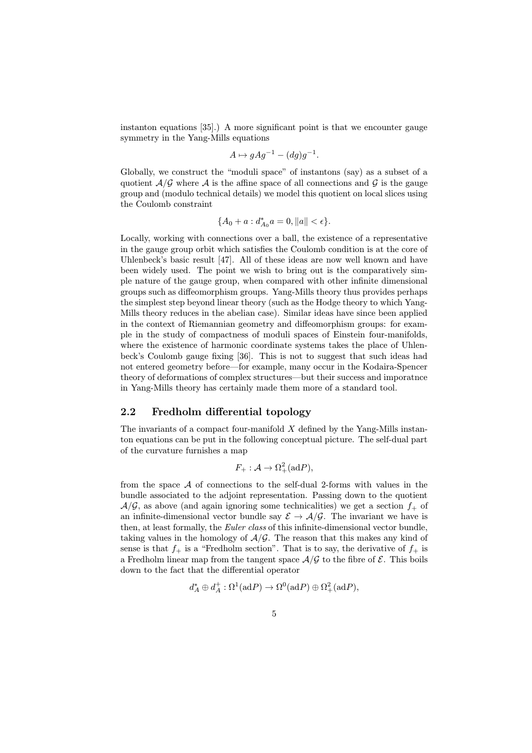instanton equations [35].) A more significant point is that we encounter gauge symmetry in the Yang-Mills equations

$$A \mapsto gAg^{-1} - (dg)g^{-1}.$$

Globally, we construct the "moduli space" of instantons (say) as a subset of a quotient $\mathcal{A}/\mathcal{G}$ where $\mathcal{A}$ is the affine space of all connections and $\mathcal{G}$ is the gauge group and (modulo technical details) we model this quotient on local slices using the Coulomb constraint

$$\{A_0 + a : d_{A_0}^* a = 0, \|a\| < \epsilon\}.$$

Locally, working with connections over a ball, the existence of a representative in the gauge group orbit which satisfies the Coulomb condition is at the core of Uhlenbeck's basic result [47]. All of these ideas are now well known and have been widely used. The point we wish to bring out is the comparatively simple nature of the gauge group, when compared with other infinite dimensional groups such as diffeomorphism groups. Yang-Mills theory thus provides perhaps the simplest step beyond linear theory (such as the Hodge theory to which Yang-Mills theory reduces in the abelian case). Similar ideas have since been applied in the context of Riemannian geometry and diffeomorphism groups: for example in the study of compactness of moduli spaces of Einstein four-manifolds, where the existence of harmonic coordinate systems takes the place of Uhlenbeck's Coulomb gauge fixing [36]. This is not to suggest that such ideas had not entered geometry before—for example, many occur in the Kodaira-Spencer theory of deformations of complex structures—but their success and imporatnce in Yang-Mills theory has certainly made them more of a standard tool.

## 2.2 Fredholm differential topology

The invariants of a compact four-manifold $X$ defined by the Yang-Mills instanton equations can be put in the following conceptual picture. The self-dual part of the curvature furnishes a map

$$F_+ : \mathcal{A} \to \Omega^2_+(\mathrm{ad}P),$$

from the space $\mathcal{A}$ of connections to the self-dual 2-forms with values in the bundle associated to the adjoint representation. Passing down to the quotient $\mathcal{A}/\mathcal{G}$, as above (and again ignoring some technicalities) we get a section $f_+$ of an infinite-dimensional vector bundle say $\mathcal{E} \to \mathcal{A}/\mathcal{G}$. The invariant we have is then, at least formally, the *Euler class* of this infinite-dimensional vector bundle, taking values in the homology of $\mathcal{A}/\mathcal{G}$. The reason that this makes any kind of sense is that $f_+$ is a "Fredholm section". That is to say, the derivative of $f_+$ is a Fredholm linear map from the tangent space $\mathcal{A}/\mathcal{G}$ to the fibre of $\mathcal{E}$. This boils down to the fact that the differential operator

$$d_A^* \oplus d_A^+ : \Omega^1(\mathrm{ad}P) \to \Omega^0(\mathrm{ad}P) \oplus \Omega^2_+(\mathrm{ad}P),$$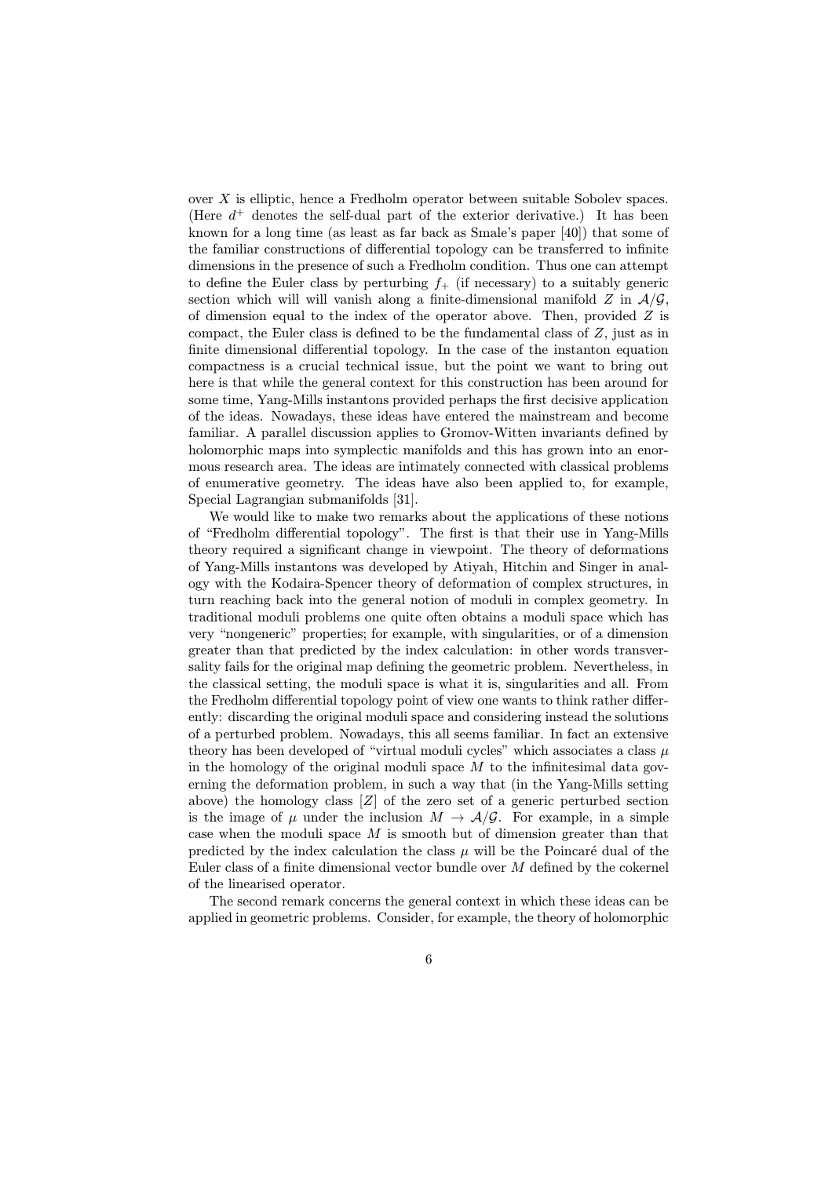over $X$ is elliptic, hence a Fredholm operator between suitable Sobolev spaces. (Here $d^+$ denotes the self-dual part of the exterior derivative.) It has been known for a long time (as least as far back as Smale's paper [40]) that some of the familiar constructions of differential topology can be transferred to infinite dimensions in the presence of such a Fredholm condition. Thus one can attempt to define the Euler class by perturbing $f_+$ (if necessary) to a suitably generic section which will will vanish along a finite-dimensional manifold $Z$ in $\mathcal{A}/\mathcal{G}$, of dimension equal to the index of the operator above. Then, provided $Z$ is compact, the Euler class is defined to be the fundamental class of $Z$, just as in finite dimensional differential topology. In the case of the instanton equation compactness is a crucial technical issue, but the point we want to bring out here is that while the general context for this construction has been around for some time, Yang-Mills instantons provided perhaps the first decisive application of the ideas. Nowadays, these ideas have entered the mainstream and become familiar. A parallel discussion applies to Gromov-Witten invariants defined by holomorphic maps into symplectic manifolds and this has grown into an enormous research area. The ideas are intimately connected with classical problems of enumerative geometry. The ideas have also been applied to, for example, Special Lagrangian submanifolds [31].

We would like to make two remarks about the applications of these notions of "Fredholm differential topology". The first is that their use in Yang-Mills theory required a significant change in viewpoint. The theory of deformations of Yang-Mills instantons was developed by Atiyah, Hitchin and Singer in analogy with the Kodaira-Spencer theory of deformation of complex structures, in turn reaching back into the general notion of moduli in complex geometry. In traditional moduli problems one quite often obtains a moduli space which has very "nongeneric" properties; for example, with singularities, or of a dimension greater than that predicted by the index calculation: in other words transversality fails for the original map defining the geometric problem. Nevertheless, in the classical setting, the moduli space is what it is, singularities and all. From the Fredholm differential topology point of view one wants to think rather differently: discarding the original moduli space and considering instead the solutions of a perturbed problem. Nowadays, this all seems familiar. In fact an extensive theory has been developed of "virtual moduli cycles" which associates a class $\mu$ in the homology of the original moduli space $M$ to the infinitesimal data governing the deformation problem, in such a way that (in the Yang-Mills setting above) the homology class $[Z]$ of the zero set of a generic perturbed section is the image of $\mu$ under the inclusion $M \to \mathcal{A}/\mathcal{G}$. For example, in a simple case when the moduli space $M$ is smooth but of dimension greater than that predicted by the index calculation the class $\mu$ will be the Poincaré dual of the Euler class of a finite dimensional vector bundle over $M$ defined by the cokernel of the linearised operator.

The second remark concerns the general context in which these ideas can be applied in geometric problems. Consider, for example, the theory of holomorphic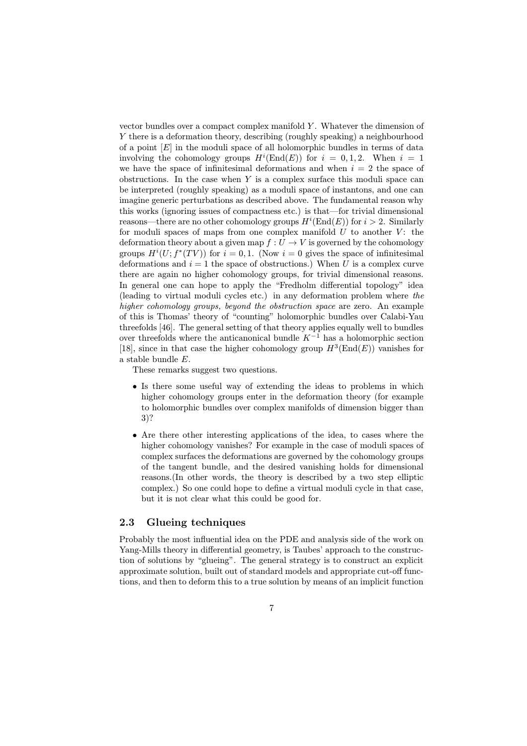vector bundles over a compact complex manifold $Y$. Whatever the dimension of $Y$ there is a deformation theory, describing (roughly speaking) a neighbourhood of a point $[E]$ in the moduli space of all holomorphic bundles in terms of data involving the cohomology groups $H^i(\mathrm{End}(E))$ for $i = 0, 1, 2$. When $i = 1$ we have the space of infinitesimal deformations and when $i = 2$ the space of obstructions. In the case when $Y$ is a complex surface this moduli space can be interpreted (roughly speaking) as a moduli space of instantons, and one can imagine generic perturbations as described above. The fundamental reason why this works (ignoring issues of compactness etc.) is that—for trivial dimensional reasons—there are no other cohomology groups $H^i(\mathrm{End}(E))$ for $i > 2$. Similarly for moduli spaces of maps from one complex manifold $U$ to another $V$: the deformation theory about a given map $f : U \to V$ is governed by the cohomology groups $H^i(U; f^*(TV))$ for $i = 0, 1$. (Now $i = 0$ gives the space of infinitesimal deformations and $i = 1$ the space of obstructions.) When $U$ is a complex curve there are again no higher cohomology groups, for trivial dimensional reasons. In general one can hope to apply the "Fredholm differential topology" idea (leading to virtual moduli cycles etc.) in any deformation problem where *the higher cohomology groups, beyond the obstruction space* are zero. An example of this is Thomas' theory of "counting" holomorphic bundles over Calabi-Yau threefolds [46]. The general setting of that theory applies equally well to bundles over threefolds where the anticanonical bundle $K^{-1}$ has a holomorphic section [18], since in that case the higher cohomology group $H^3(\mathrm{End}(E))$ vanishes for a stable bundle $E$.

These remarks suggest two questions.

- Is there some useful way of extending the ideas to problems in which higher cohomology groups enter in the deformation theory (for example to holomorphic bundles over complex manifolds of dimension bigger than 3)?
- Are there other interesting applications of the idea, to cases where the higher cohomology vanishes? For example in the case of moduli spaces of complex surfaces the deformations are governed by the cohomology groups of the tangent bundle, and the desired vanishing holds for dimensional reasons.(In other words, the theory is described by a two step elliptic complex.) So one could hope to define a virtual moduli cycle in that case, but it is not clear what this could be good for.

## 2.3 Glueing techniques

Probably the most influential idea on the PDE and analysis side of the work on Yang-Mills theory in differential geometry, is Taubes' approach to the construction of solutions by "glueing". The general strategy is to construct an explicit approximate solution, built out of standard models and appropriate cut-off functions, and then to deform this to a true solution by means of an implicit function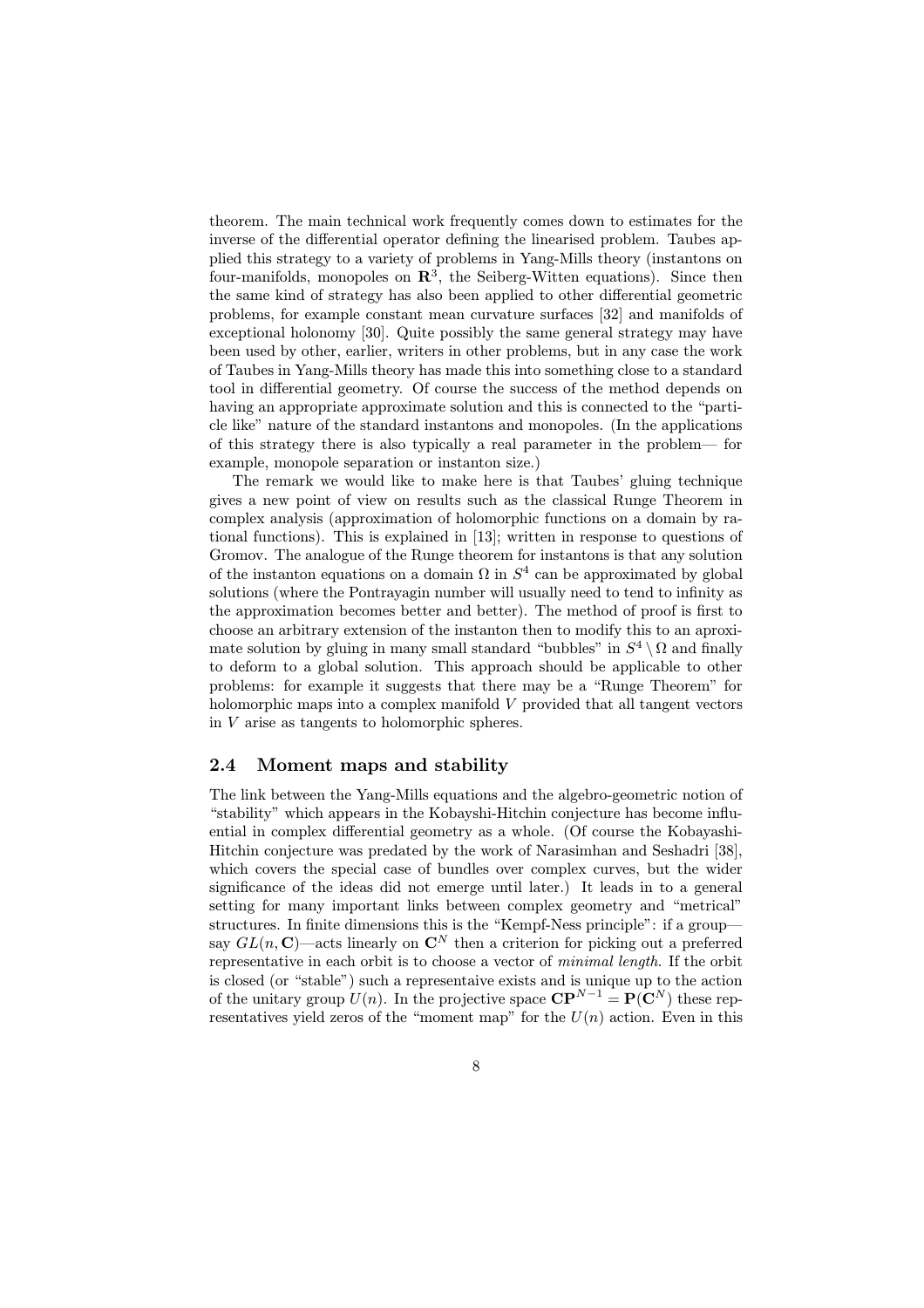theorem. The main technical work frequently comes down to estimates for the inverse of the differential operator defining the linearised problem. Taubes applied this strategy to a variety of problems in Yang-Mills theory (instantons on four-manifolds, monopoles on $\mathbf{R}^3$, the Seiberg-Witten equations). Since then the same kind of strategy has also been applied to other differential geometric problems, for example constant mean curvature surfaces [32] and manifolds of exceptional holonomy [30]. Quite possibly the same general strategy may have been used by other, earlier, writers in other problems, but in any case the work of Taubes in Yang-Mills theory has made this into something close to a standard tool in differential geometry. Of course the success of the method depends on having an appropriate approximate solution and this is connected to the "particle like" nature of the standard instantons and monopoles. (In the applications of this strategy there is also typically a real parameter in the problem— for example, monopole separation or instanton size.)

The remark we would like to make here is that Taubes' gluing technique gives a new point of view on results such as the classical Runge Theorem in complex analysis (approximation of holomorphic functions on a domain by rational functions). This is explained in [13]; written in response to questions of Gromov. The analogue of the Runge theorem for instantons is that any solution of the instanton equations on a domain $\Omega$ in $S^4$ can be approximated by global solutions (where the Pontrayagin number will usually need to tend to infinity as the approximation becomes better and better). The method of proof is first to choose an arbitrary extension of the instanton then to modify this to an aproximate solution by gluing in many small standard "bubbles" in $S^4 \setminus \Omega$ and finally to deform to a global solution. This approach should be applicable to other problems: for example it suggests that there may be a "Runge Theorem" for holomorphic maps into a complex manifold $V$ provided that all tangent vectors in $V$ arise as tangents to holomorphic spheres.

### 2.4 Moment maps and stability

The link between the Yang-Mills equations and the algebro-geometric notion of "stability" which appears in the Kobayshi-Hitchin conjecture has become influential in complex differential geometry as a whole. (Of course the Kobayashi-Hitchin conjecture was predated by the work of Narasimhan and Seshadri [38], which covers the special case of bundles over complex curves, but the wider significance of the ideas did not emerge until later.) It leads in to a general setting for many important links between complex geometry and "metrical" structures. In finite dimensions this is the "Kempf-Ness principle": if a group— say $GL(n, \mathbf{C})$—acts linearly on $\mathbf{C}^N$ then a criterion for picking out a preferred representative in each orbit is to choose a vector of *minimal length*. If the orbit is closed (or "stable") such a representaive exists and is unique up to the action of the unitary group $U(n)$. In the projective space $\mathbf{CP}^{N-1} = \mathbf{P}(\mathbf{C}^N)$ these representatives yield zeros of the "moment map" for the $U(n)$ action. Even in this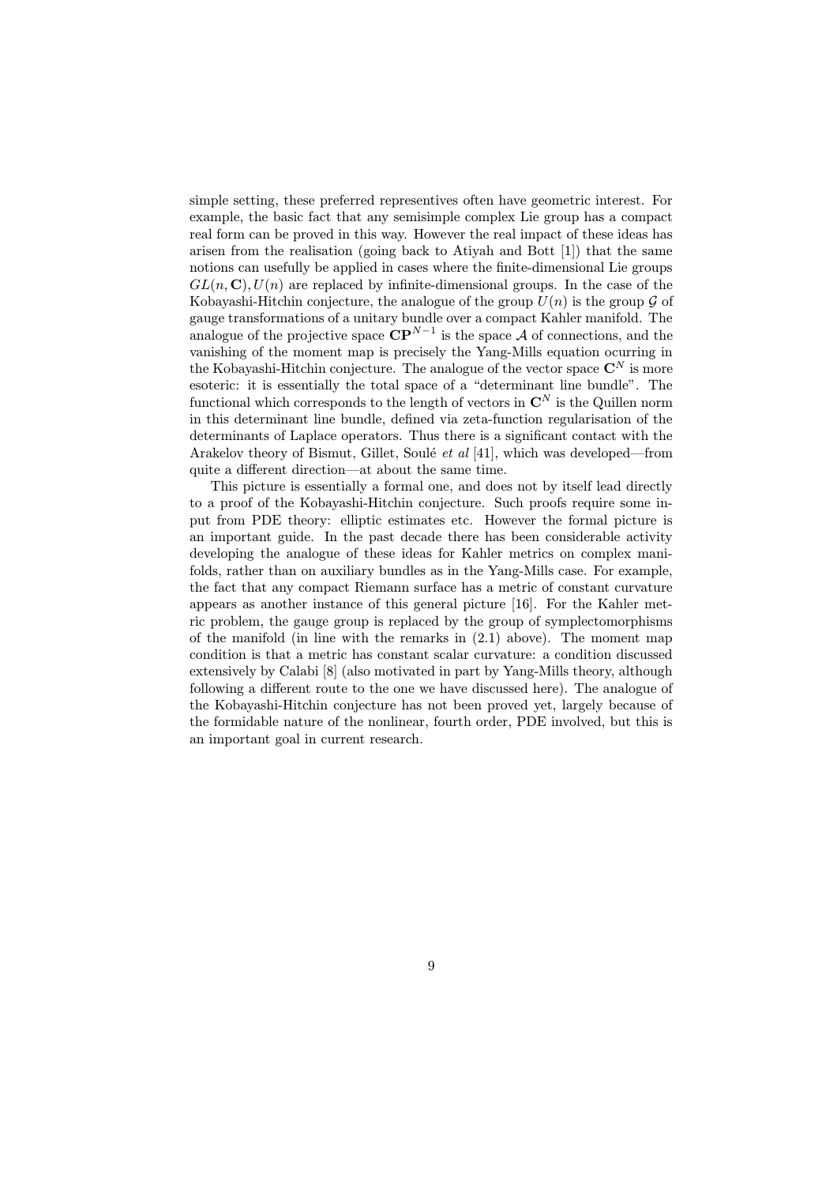simple setting, these preferred representives often have geometric interest. For example, the basic fact that any semisimple complex Lie group has a compact real form can be proved in this way. However the real impact of these ideas has arisen from the realisation (going back to Atiyah and Bott [1]) that the same notions can usefully be applied in cases where the finite-dimensional Lie groups $GL(n, \mathbf{C}), U(n)$ are replaced by infinite-dimensional groups. In the case of the Kobayashi-Hitchin conjecture, the analogue of the group $U(n)$ is the group $\mathcal{G}$ of gauge transformations of a unitary bundle over a compact Kahler manifold. The analogue of the projective space $\mathbf{CP}^{N-1}$ is the space $\mathcal{A}$ of connections, and the vanishing of the moment map is precisely the Yang-Mills equation ocurring in the Kobayashi-Hitchin conjecture. The analogue of the vector space $\mathbf{C}^N$ is more esoteric: it is essentially the total space of a "determinant line bundle". The functional which corresponds to the length of vectors in $\mathbf{C}^N$ is the Quillen norm in this determinant line bundle, defined via zeta-function regularisation of the determinants of Laplace operators. Thus there is a significant contact with the Arakelov theory of Bismut, Gillet, Soulé *et al* [41], which was developed—from quite a different direction—at about the same time.

This picture is essentially a formal one, and does not by itself lead directly to a proof of the Kobayashi-Hitchin conjecture. Such proofs require some input from PDE theory: elliptic estimates etc. However the formal picture is an important guide. In the past decade there has been considerable activity developing the analogue of these ideas for Kahler metrics on complex manifolds, rather than on auxiliary bundles as in the Yang-Mills case. For example, the fact that any compact Riemann surface has a metric of constant curvature appears as another instance of this general picture [16]. For the Kahler metric problem, the gauge group is replaced by the group of symplectomorphisms of the manifold (in line with the remarks in (2.1) above). The moment map condition is that a metric has constant scalar curvature: a condition discussed extensively by Calabi [8] (also motivated in part by Yang-Mills theory, although following a different route to the one we have discussed here). The analogue of the Kobayashi-Hitchin conjecture has not been proved yet, largely because of the formidable nature of the nonlinear, fourth order, PDE involved, but this is an important goal in current research.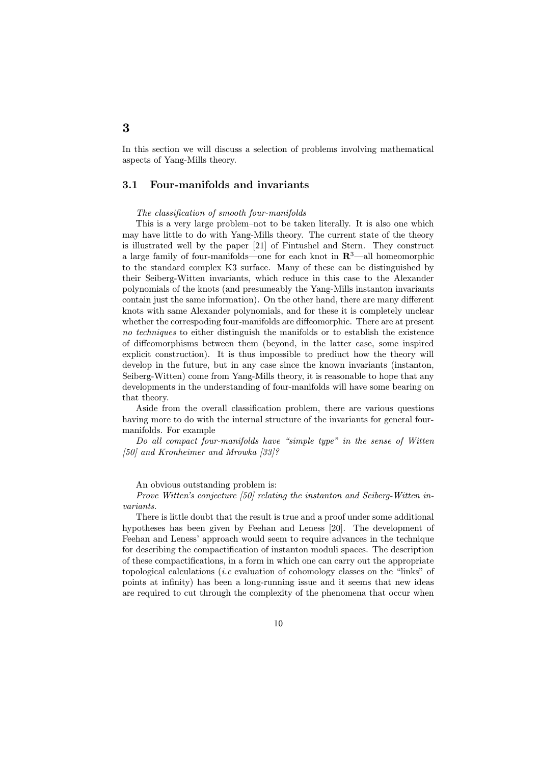# 3

In this section we will discuss a selection of problems involving mathematical aspects of Yang-Mills theory.

## 3.1 Four-manifolds and invariants

*The classification of smooth four-manifolds*

This is a very large problem–not to be taken literally. It is also one which may have little to do with Yang-Mills theory. The current state of the theory is illustrated well by the paper [21] of Fintushel and Stern. They construct a large family of four-manifolds—one for each knot in $\mathbf{R}^3$—all homeomorphic to the standard complex K3 surface. Many of these can be distinguished by their Seiberg-Witten invariants, which reduce in this case to the Alexander polynomials of the knots (and presumeably the Yang-Mills instanton invariants contain just the same information). On the other hand, there are many different knots with same Alexander polynomials, and for these it is completely unclear whether the correspoding four-manifolds are diffeomorphic. There are at present *no techniques* to either distinguish the manifolds or to establish the existence of diffeomorphisms between them (beyond, in the latter case, some inspired explicit construction). It is thus impossible to prediuct how the theory will develop in the future, but in any case since the known invariants (instanton, Seiberg-Witten) come from Yang-Mills theory, it is reasonable to hope that any developments in the understanding of four-manifolds will have some bearing on that theory.

Aside from the overall classification problem, there are various questions having more to do with the internal structure of the invariants for general four-manifolds. For example

*Do all compact four-manifolds have "simple type" in the sense of Witten [50] and Kronheimer and Mrowka [33]?*

An obvious outstanding problem is:

*Prove Witten's conjecture [50] relating the instanton and Seiberg-Witten invariants.*

There is little doubt that the result is true and a proof under some additional hypotheses has been given by Feehan and Leness [20]. The development of Feehan and Leness' approach would seem to require advances in the technique for describing the compactification of instanton moduli spaces. The description of these compactifications, in a form in which one can carry out the appropriate topological calculations (*i.e* evaluation of cohomology classes on the "links" of points at infinity) has been a long-running issue and it seems that new ideas are required to cut through the complexity of the phenomena that occur when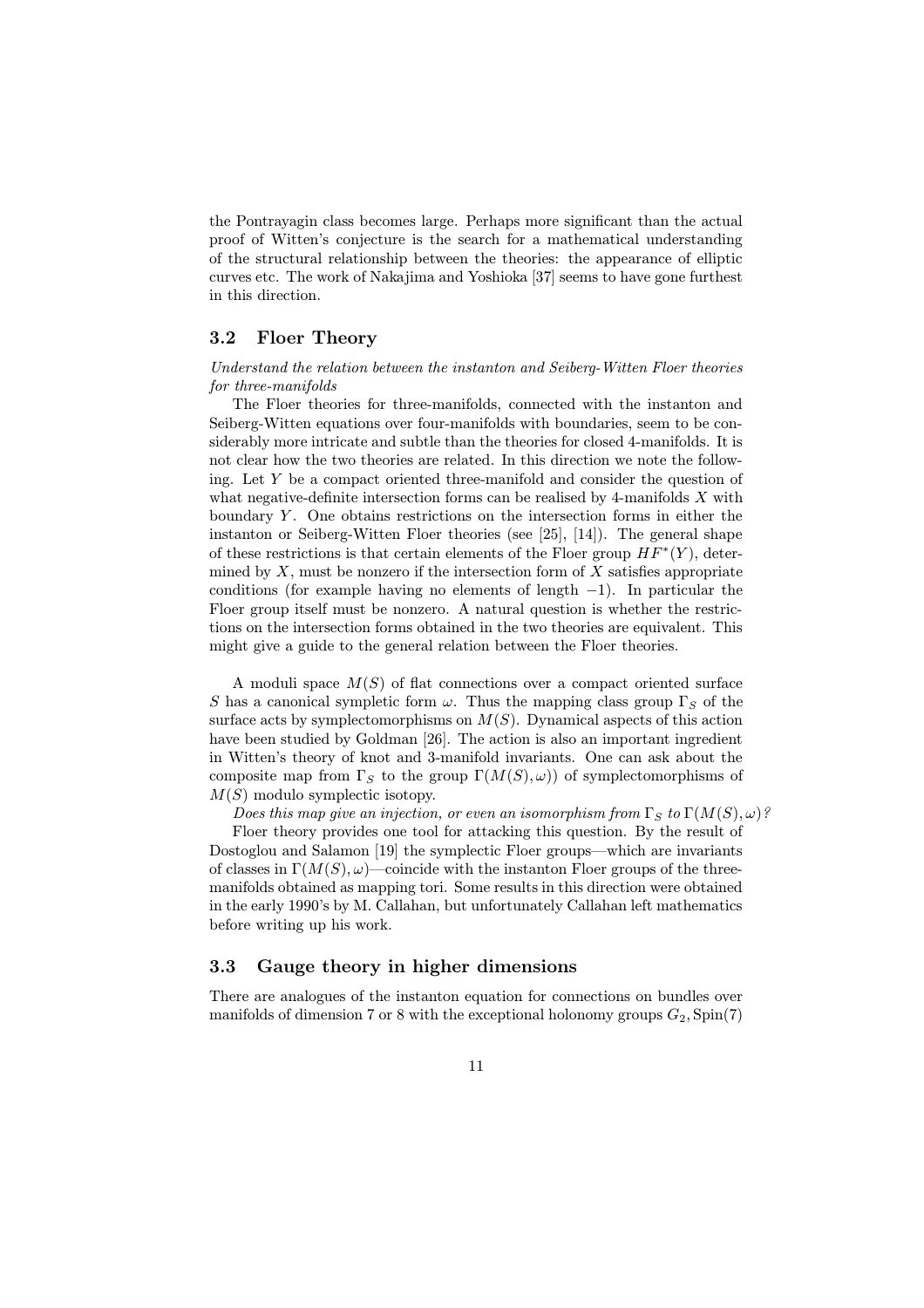the Pontrayagin class becomes large. Perhaps more significant than the actual proof of Witten's conjecture is the search for a mathematical understanding of the structural relationship between the theories: the appearance of elliptic curves etc. The work of Nakajima and Yoshioka [37] seems to have gone furthest in this direction.

### 3.2 Floer Theory

*Understand the relation between the instanton and Seiberg-Witten Floer theories for three-manifolds*

The Floer theories for three-manifolds, connected with the instanton and Seiberg-Witten equations over four-manifolds with boundaries, seem to be considerably more intricate and subtle than the theories for closed 4-manifolds. It is not clear how the two theories are related. In this direction we note the following. Let $Y$ be a compact oriented three-manifold and consider the question of what negative-definite intersection forms can be realised by 4-manifolds $X$ with boundary $Y$. One obtains restrictions on the intersection forms in either the instanton or Seiberg-Witten Floer theories (see [25], [14]). The general shape of these restrictions is that certain elements of the Floer group $HF^*(Y)$, determined by $X$, must be nonzero if the intersection form of $X$ satisfies appropriate conditions (for example having no elements of length $-1$). In particular the Floer group itself must be nonzero. A natural question is whether the restrictions on the intersection forms obtained in the two theories are equivalent. This might give a guide to the general relation between the Floer theories.

A moduli space $M(S)$ of flat connections over a compact oriented surface $S$ has a canonical sympletic form $\omega$. Thus the mapping class group $\Gamma_S$ of the surface acts by symplectomorphisms on $M(S)$. Dynamical aspects of this action have been studied by Goldman [26]. The action is also an important ingredient in Witten's theory of knot and 3-manifold invariants. One can ask about the composite map from $\Gamma_S$ to the group $\Gamma(M(S), \omega))$ of symplectomorphisms of $M(S)$ modulo symplectic isotopy.

*Does this map give an injection, or even an isomorphism from $\Gamma_S$ to $\Gamma(M(S), \omega)$?*

Floer theory provides one tool for attacking this question. By the result of Dostoglou and Salamon [19] the symplectic Floer groups—which are invariants of classes in $\Gamma(M(S), \omega)$—coincide with the instanton Floer groups of the three-manifolds obtained as mapping tori. Some results in this direction were obtained in the early 1990's by M. Callahan, but unfortunately Callahan left mathematics before writing up his work.

### 3.3 Gauge theory in higher dimensions

There are analogues of the instanton equation for connections on bundles over manifolds of dimension 7 or 8 with the exceptional holonomy groups $G_2, \mathrm{Spin}(7)$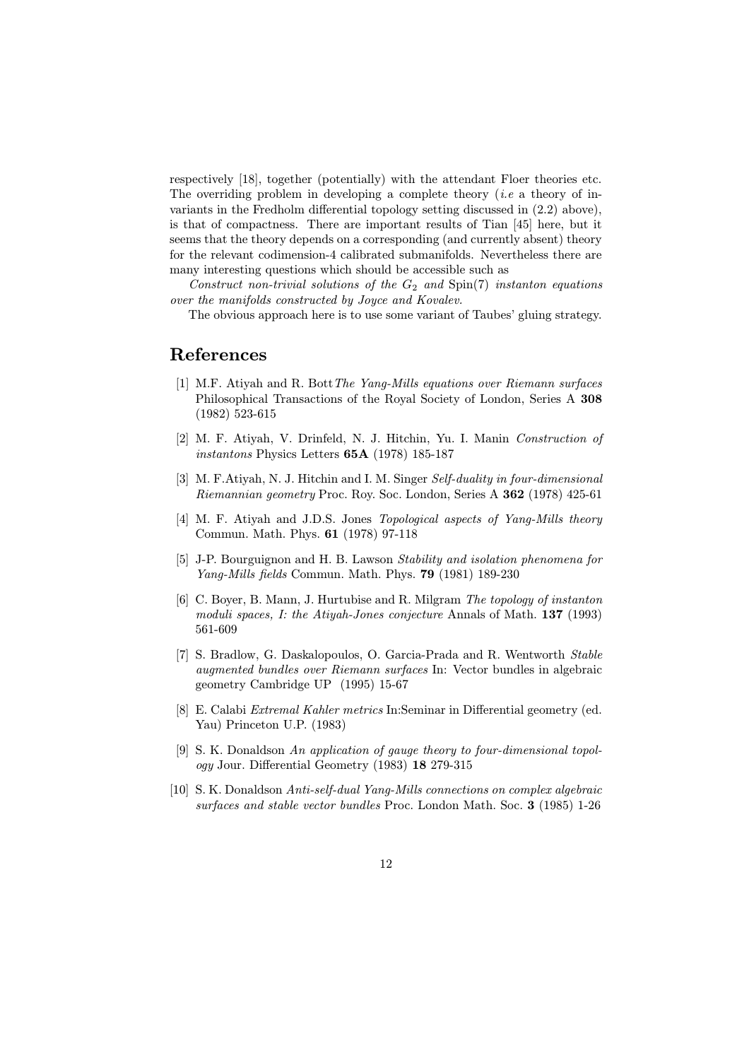respectively [18], together (potentially) with the attendant Floer theories etc. The overriding problem in developing a complete theory (*i.e* a theory of invariants in the Fredholm differential topology setting discussed in (2.2) above), is that of compactness. There are important results of Tian [45] here, but it seems that the theory depends on a corresponding (and currently absent) theory for the relevant codimension-4 calibrated submanifolds. Nevertheless there are many interesting questions which should be accessible such as

*Construct non-trivial solutions of the $G_2$ and* Spin(7) *instanton equations over the manifolds constructed by Joyce and Kovalev.*

The obvious approach here is to use some variant of Taubes' gluing strategy.

## References

[1] M.F. Atiyah and R. Bott *The Yang-Mills equations over Riemann surfaces* Philosophical Transactions of the Royal Society of London, Series A **308** (1982) 523-615

[2] M. F. Atiyah, V. Drinfeld, N. J. Hitchin, Yu. I. Manin *Construction of instantons* Physics Letters **65A** (1978) 185-187

[3] M. F.Atiyah, N. J. Hitchin and I. M. Singer *Self-duality in four-dimensional Riemannian geometry* Proc. Roy. Soc. London, Series A **362** (1978) 425-61

[4] M. F. Atiyah and J.D.S. Jones *Topological aspects of Yang-Mills theory* Commun. Math. Phys. **61** (1978) 97-118

[5] J-P. Bourguignon and H. B. Lawson *Stability and isolation phenomena for Yang-Mills fields* Commun. Math. Phys. **79** (1981) 189-230

[6] C. Boyer, B. Mann, J. Hurtubise and R. Milgram *The topology of instanton moduli spaces, I: the Atiyah-Jones conjecture* Annals of Math. **137** (1993) 561-609

[7] S. Bradlow, G. Daskalopoulos, O. Garcia-Prada and R. Wentworth *Stable augmented bundles over Riemann surfaces* In: Vector bundles in algebraic geometry Cambridge UP (1995) 15-67

[8] E. Calabi *Extremal Kahler metrics* In:Seminar in Differential geometry (ed. Yau) Princeton U.P. (1983)

[9] S. K. Donaldson *An application of gauge theory to four-dimensional topology* Jour. Differential Geometry (1983) **18** 279-315

[10] S. K. Donaldson *Anti-self-dual Yang-Mills connections on complex algebraic surfaces and stable vector bundles* Proc. London Math. Soc. **3** (1985) 1-26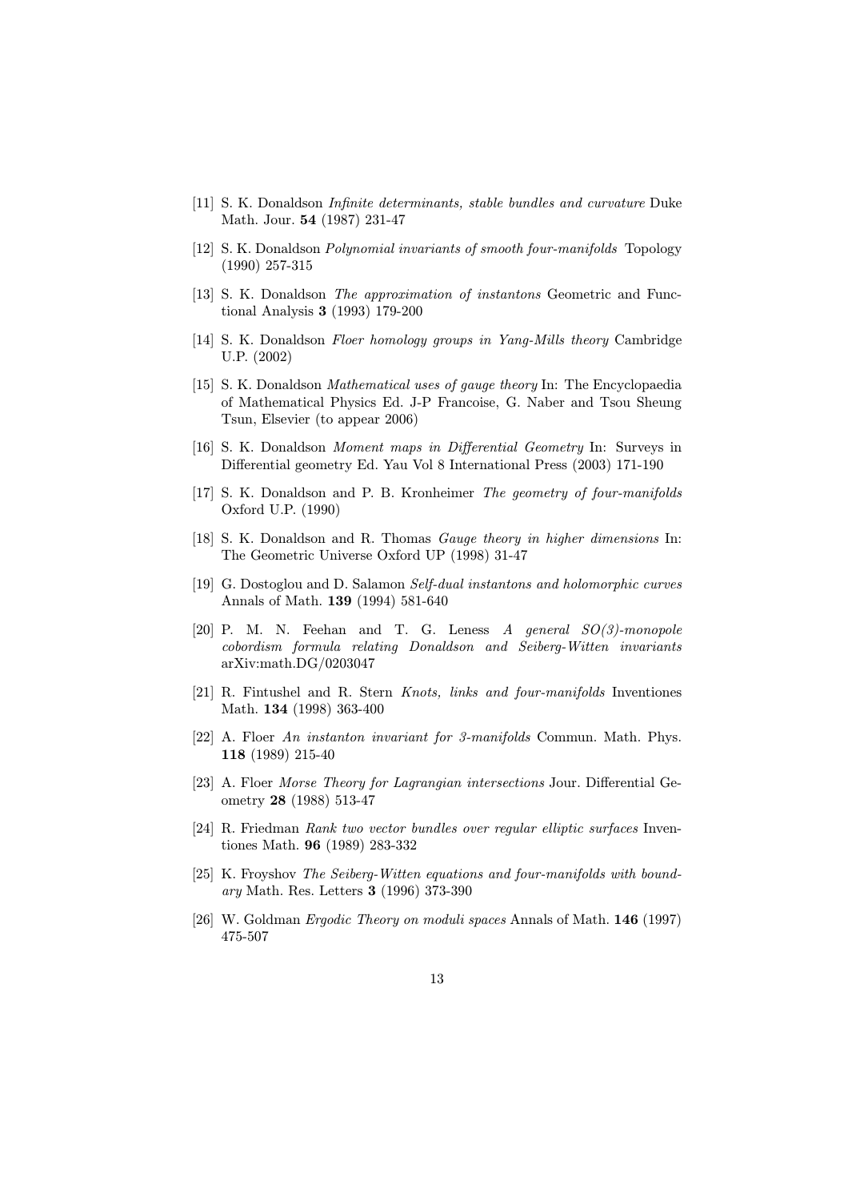[11] S. K. Donaldson *Infinite determinants, stable bundles and curvature* Duke Math. Jour. **54** (1987) 231-47

[12] S. K. Donaldson *Polynomial invariants of smooth four-manifolds* Topology (1990) 257-315

[13] S. K. Donaldson *The approximation of instantons* Geometric and Functional Analysis **3** (1993) 179-200

[14] S. K. Donaldson *Floer homology groups in Yang-Mills theory* Cambridge U.P. (2002)

[15] S. K. Donaldson *Mathematical uses of gauge theory* In: The Encyclopaedia of Mathematical Physics Ed. J-P Francoise, G. Naber and Tsou Sheung Tsun, Elsevier (to appear 2006)

[16] S. K. Donaldson *Moment maps in Differential Geometry* In: Surveys in Differential geometry Ed. Yau Vol 8 International Press (2003) 171-190

[17] S. K. Donaldson and P. B. Kronheimer *The geometry of four-manifolds* Oxford U.P. (1990)

[18] S. K. Donaldson and R. Thomas *Gauge theory in higher dimensions* In: The Geometric Universe Oxford UP (1998) 31-47

[19] G. Dostoglou and D. Salamon *Self-dual instantons and holomorphic curves* Annals of Math. **139** (1994) 581-640

[20] P. M. N. Feehan and T. G. Leness *A general SO(3)-monopole cobordism formula relating Donaldson and Seiberg-Witten invariants* arXiv:math.DG/0203047

[21] R. Fintushel and R. Stern *Knots, links and four-manifolds* Inventiones Math. **134** (1998) 363-400

[22] A. Floer *An instanton invariant for 3-manifolds* Commun. Math. Phys. **118** (1989) 215-40

[23] A. Floer *Morse Theory for Lagrangian intersections* Jour. Differential Geometry **28** (1988) 513-47

[24] R. Friedman *Rank two vector bundles over regular elliptic surfaces* Inventiones Math. **96** (1989) 283-332

[25] K. Froyshov *The Seiberg-Witten equations and four-manifolds with boundary* Math. Res. Letters **3** (1996) 373-390

[26] W. Goldman *Ergodic Theory on moduli spaces* Annals of Math. **146** (1997) 475-507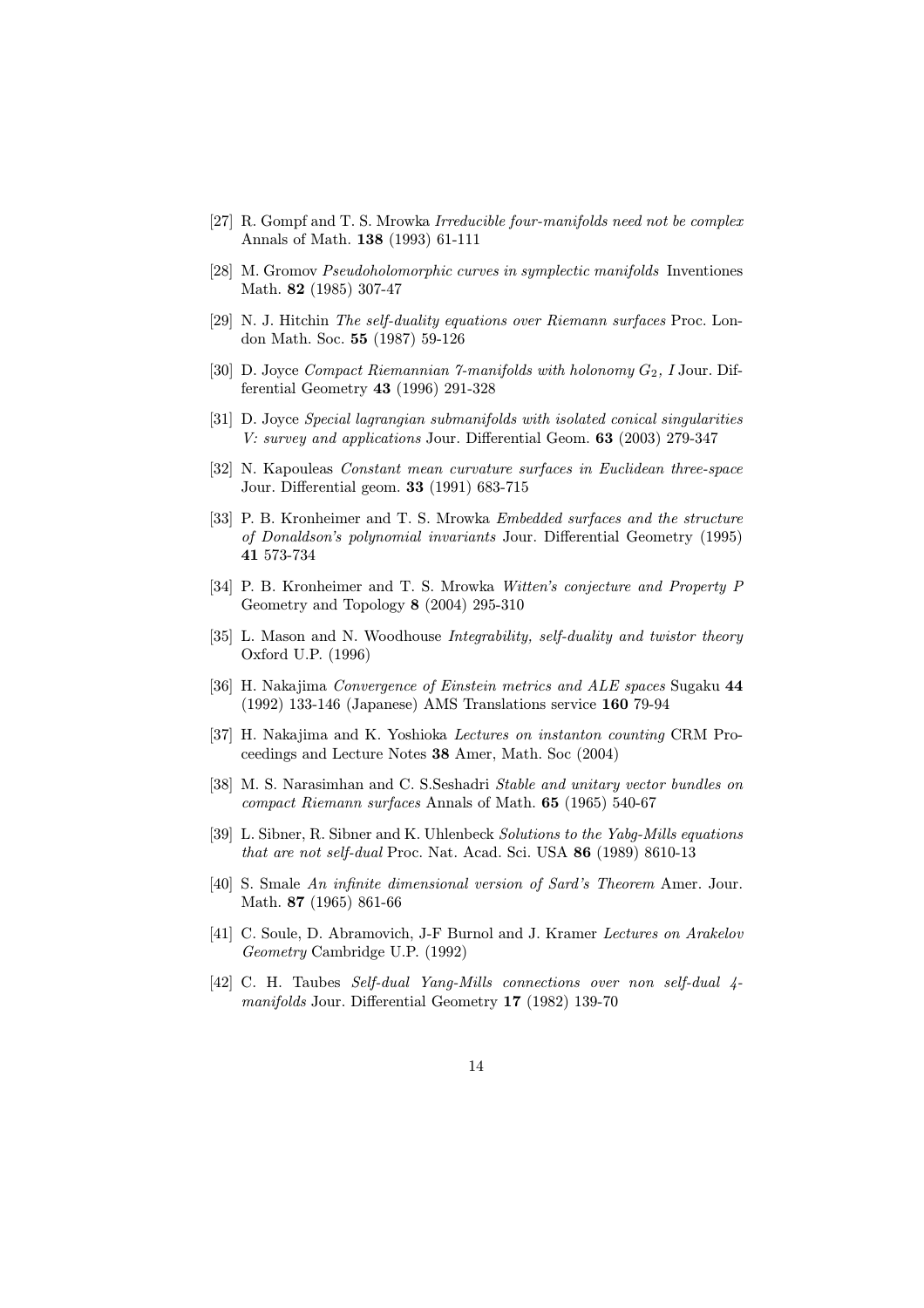[27] R. Gompf and T. S. Mrowka *Irreducible four-manifolds need not be complex* Annals of Math. **138** (1993) 61-111

[28] M. Gromov *Pseudoholomorphic curves in symplectic manifolds* Inventiones Math. **82** (1985) 307-47

[29] N. J. Hitchin *The self-duality equations over Riemann surfaces* Proc. London Math. Soc. **55** (1987) 59-126

[30] D. Joyce *Compact Riemannian 7-manifolds with holonomy $G_2$, I* Jour. Differential Geometry **43** (1996) 291-328

[31] D. Joyce *Special lagrangian submanifolds with isolated conical singularities V: survey and applications* Jour. Differential Geom. **63** (2003) 279-347

[32] N. Kapouleas *Constant mean curvature surfaces in Euclidean three-space* Jour. Differential geom. **33** (1991) 683-715

[33] P. B. Kronheimer and T. S. Mrowka *Embedded surfaces and the structure of Donaldson's polynomial invariants* Jour. Differential Geometry (1995) **41** 573-734

[34] P. B. Kronheimer and T. S. Mrowka *Witten's conjecture and Property P* Geometry and Topology **8** (2004) 295-310

[35] L. Mason and N. Woodhouse *Integrability, self-duality and twistor theory* Oxford U.P. (1996)

[36] H. Nakajima *Convergence of Einstein metrics and ALE spaces* Sugaku **44** (1992) 133-146 (Japanese) AMS Translations service **160** 79-94

[37] H. Nakajima and K. Yoshioka *Lectures on instanton counting* CRM Proceedings and Lecture Notes **38** Amer, Math. Soc (2004)

[38] M. S. Narasimhan and C. S.Seshadri *Stable and unitary vector bundles on compact Riemann surfaces* Annals of Math. **65** (1965) 540-67

[39] L. Sibner, R. Sibner and K. Uhlenbeck *Solutions to the Yabg-Mills equations that are not self-dual* Proc. Nat. Acad. Sci. USA **86** (1989) 8610-13

[40] S. Smale *An infinite dimensional version of Sard's Theorem* Amer. Jour. Math. **87** (1965) 861-66

[41] C. Soule, D. Abramovich, J-F Burnol and J. Kramer *Lectures on Arakelov Geometry* Cambridge U.P. (1992)

[42] C. H. Taubes *Self-dual Yang-Mills connections over non self-dual 4-manifolds* Jour. Differential Geometry **17** (1982) 139-70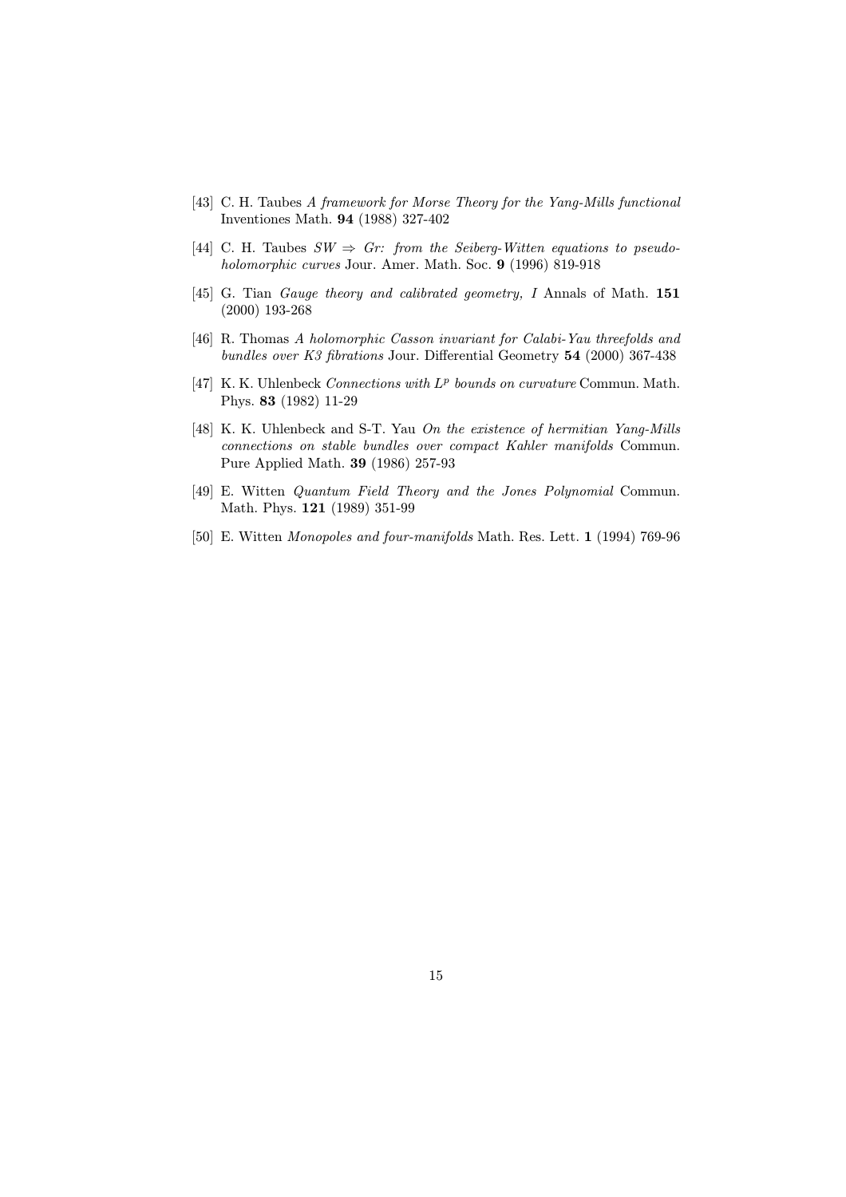[43] C. H. Taubes *A framework for Morse Theory for the Yang-Mills functional* Inventiones Math. **94** (1988) 327-402

[44] C. H. Taubes *$SW \Rightarrow Gr$: from the Seiberg-Witten equations to pseudo-holomorphic curves* Jour. Amer. Math. Soc. **9** (1996) 819-918

[45] G. Tian *Gauge theory and calibrated geometry, I* Annals of Math. **151** (2000) 193-268

[46] R. Thomas *A holomorphic Casson invariant for Calabi-Yau threefolds and bundles over K3 fibrations* Jour. Differential Geometry **54** (2000) 367-438

[47] K. K. Uhlenbeck *Connections with $L^p$ bounds on curvature* Commun. Math. Phys. **83** (1982) 11-29

[48] K. K. Uhlenbeck and S-T. Yau *On the existence of hermitian Yang-Mills connections on stable bundles over compact Kahler manifolds* Commun. Pure Applied Math. **39** (1986) 257-93

[49] E. Witten *Quantum Field Theory and the Jones Polynomial* Commun. Math. Phys. **121** (1989) 351-99

[50] E. Witten *Monopoles and four-manifolds* Math. Res. Lett. **1** (1994) 769-96